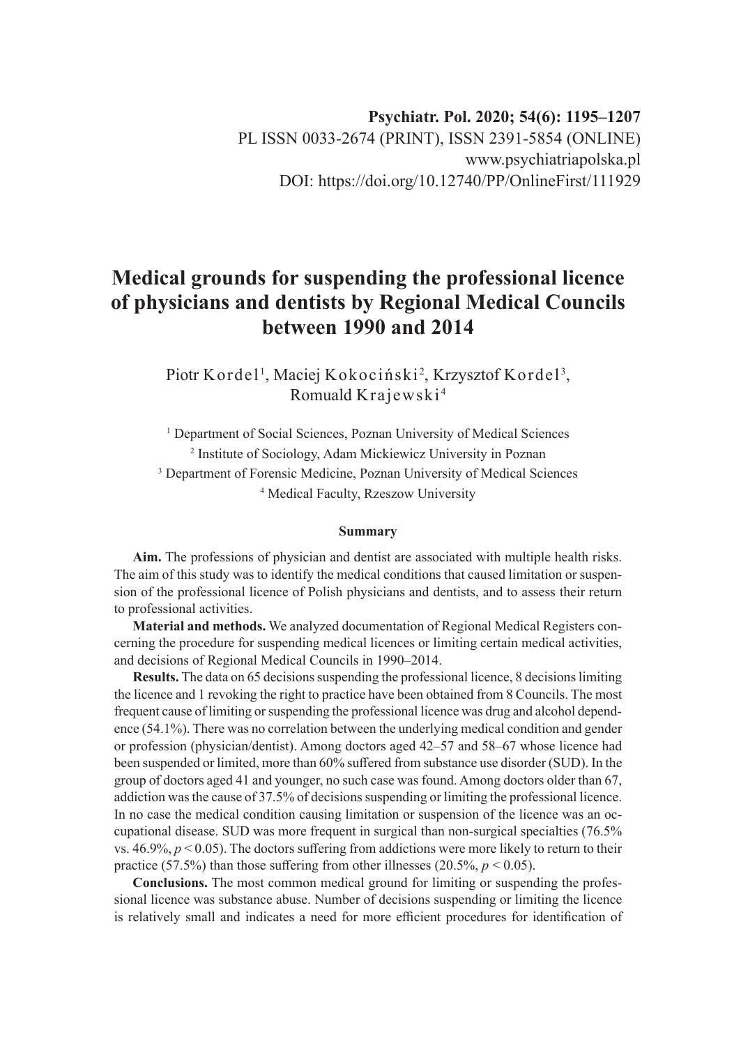Psychiatr. Pol. 2020; 54(6): 1195–1207

PL ISSN 0033-2674 (PRINT), ISSN 2391-5854 (ONLINE)

www.psychiatriapolska.pl

DOI: https://doi.org/10.12740/PP/OnlineFirst/111929

# Medical grounds for suspending the professional licence of physicians and dentists by Regional Medical Councils between 1990 and 2014

Piotr Kordel[1], Maciej Kokociński[2], Krzysztof Kordel[3], Romuald Krajewski[4]

[1] Department of Social Sciences, Poznan University of Medical Sciences

[2] Institute of Sociology, Adam Mickiewicz University in Poznan

[3] Department of Forensic Medicine, Poznan University of Medical Sciences

[4] Medical Faculty, Rzeszow University

## Summary

**Aim.** The professions of physician and dentist are associated with multiple health risks. The aim of this study was to identify the medical conditions that caused limitation or suspension of the professional licence of Polish physicians and dentists, and to assess their return to professional activities.

**Material and methods.** We analyzed documentation of Regional Medical Registers concerning the procedure for suspending medical licences or limiting certain medical activities, and decisions of Regional Medical Councils in 1990–2014.

**Results.** The data on 65 decisions suspending the professional licence, 8 decisions limiting the licence and 1 revoking the right to practice have been obtained from 8 Councils. The most frequent cause of limiting or suspending the professional licence was drug and alcohol dependence (54.1%). There was no correlation between the underlying medical condition and gender or profession (physician/dentist). Among doctors aged 42–57 and 58–67 whose licence had been suspended or limited, more than 60% suffered from substance use disorder (SUD). In the group of doctors aged 41 and younger, no such case was found. Among doctors older than 67, addiction was the cause of 37.5% of decisions suspending or limiting the professional licence. In no case the medical condition causing limitation or suspension of the licence was an occupational disease. SUD was more frequent in surgical than non-surgical specialties (76.5% vs. 46.9%, $p < 0.05$). The doctors suffering from addictions were more likely to return to their practice (57.5%) than those suffering from other illnesses (20.5%, $p < 0.05$).

**Conclusions.** The most common medical ground for limiting or suspending the professional licence was substance abuse. Number of decisions suspending or limiting the licence is relatively small and indicates a need for more efficient procedures for identification of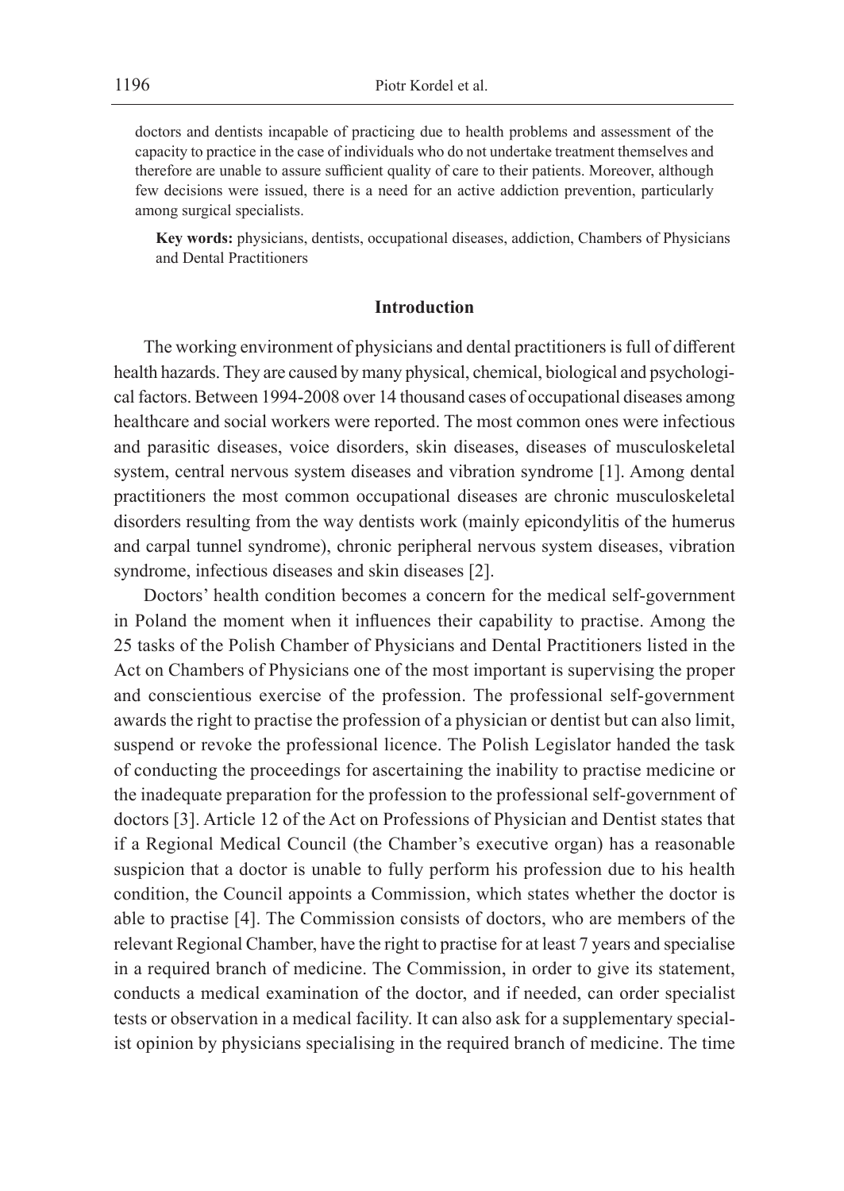doctors and dentists incapable of practicing due to health problems and assessment of the capacity to practice in the case of individuals who do not undertake treatment themselves and therefore are unable to assure sufficient quality of care to their patients. Moreover, although few decisions were issued, there is a need for an active addiction prevention, particularly among surgical specialists.

**Key words:** physicians, dentists, occupational diseases, addiction, Chambers of Physicians and Dental Practitioners

## Introduction

The working environment of physicians and dental practitioners is full of different health hazards. They are caused by many physical, chemical, biological and psychological factors. Between 1994-2008 over 14 thousand cases of occupational diseases among healthcare and social workers were reported. The most common ones were infectious and parasitic diseases, voice disorders, skin diseases, diseases of musculoskeletal system, central nervous system diseases and vibration syndrome [1]. Among dental practitioners the most common occupational diseases are chronic musculoskeletal disorders resulting from the way dentists work (mainly epicondylitis of the humerus and carpal tunnel syndrome), chronic peripheral nervous system diseases, vibration syndrome, infectious diseases and skin diseases [2].

Doctors' health condition becomes a concern for the medical self-government in Poland the moment when it influences their capability to practise. Among the 25 tasks of the Polish Chamber of Physicians and Dental Practitioners listed in the Act on Chambers of Physicians one of the most important is supervising the proper and conscientious exercise of the profession. The professional self-government awards the right to practise the profession of a physician or dentist but can also limit, suspend or revoke the professional licence. The Polish Legislator handed the task of conducting the proceedings for ascertaining the inability to practise medicine or the inadequate preparation for the profession to the professional self-government of doctors [3]. Article 12 of the Act on Professions of Physician and Dentist states that if a Regional Medical Council (the Chamber's executive organ) has a reasonable suspicion that a doctor is unable to fully perform his profession due to his health condition, the Council appoints a Commission, which states whether the doctor is able to practise [4]. The Commission consists of doctors, who are members of the relevant Regional Chamber, have the right to practise for at least 7 years and specialise in a required branch of medicine. The Commission, in order to give its statement, conducts a medical examination of the doctor, and if needed, can order specialist tests or observation in a medical facility. It can also ask for a supplementary specialist opinion by physicians specialising in the required branch of medicine. The time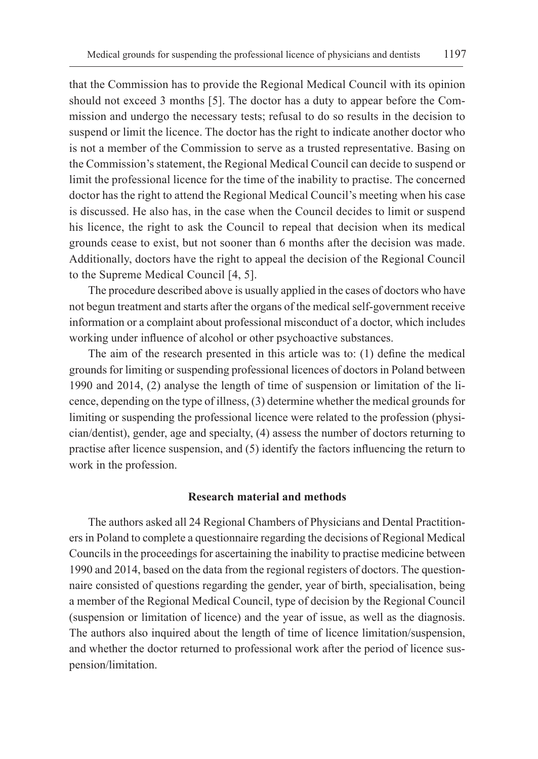that the Commission has to provide the Regional Medical Council with its opinion should not exceed 3 months [5]. The doctor has a duty to appear before the Commission and undergo the necessary tests; refusal to do so results in the decision to suspend or limit the licence. The doctor has the right to indicate another doctor who is not a member of the Commission to serve as a trusted representative. Basing on the Commission's statement, the Regional Medical Council can decide to suspend or limit the professional licence for the time of the inability to practise. The concerned doctor has the right to attend the Regional Medical Council's meeting when his case is discussed. He also has, in the case when the Council decides to limit or suspend his licence, the right to ask the Council to repeal that decision when its medical grounds cease to exist, but not sooner than 6 months after the decision was made. Additionally, doctors have the right to appeal the decision of the Regional Council to the Supreme Medical Council [4, 5].

The procedure described above is usually applied in the cases of doctors who have not begun treatment and starts after the organs of the medical self-government receive information or a complaint about professional misconduct of a doctor, which includes working under influence of alcohol or other psychoactive substances.

The aim of the research presented in this article was to: (1) define the medical grounds for limiting or suspending professional licences of doctors in Poland between 1990 and 2014, (2) analyse the length of time of suspension or limitation of the licence, depending on the type of illness, (3) determine whether the medical grounds for limiting or suspending the professional licence were related to the profession (physician/dentist), gender, age and specialty, (4) assess the number of doctors returning to practise after licence suspension, and (5) identify the factors influencing the return to work in the profession.

## Research material and methods

The authors asked all 24 Regional Chambers of Physicians and Dental Practitioners in Poland to complete a questionnaire regarding the decisions of Regional Medical Councils in the proceedings for ascertaining the inability to practise medicine between 1990 and 2014, based on the data from the regional registers of doctors. The questionnaire consisted of questions regarding the gender, year of birth, specialisation, being a member of the Regional Medical Council, type of decision by the Regional Council (suspension or limitation of licence) and the year of issue, as well as the diagnosis. The authors also inquired about the length of time of licence limitation/suspension, and whether the doctor returned to professional work after the period of licence suspension/limitation.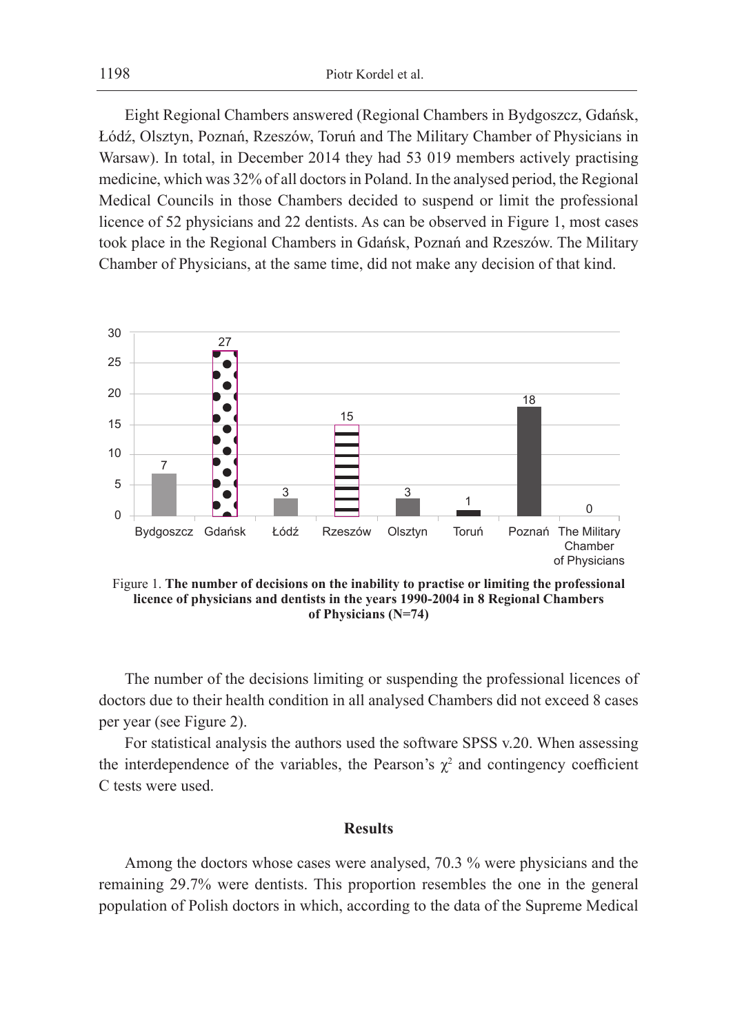Eight Regional Chambers answered (Regional Chambers in Bydgoszcz, Gdańsk, Łódź, Olsztyn, Poznań, Rzeszów, Toruń and The Military Chamber of Physicians in Warsaw). In total, in December 2014 they had 53 019 members actively practising medicine, which was 32% of all doctors in Poland. In the analysed period, the Regional Medical Councils in those Chambers decided to suspend or limit the professional licence of 52 physicians and 22 dentists. As can be observed in Figure 1, most cases took place in the Regional Chambers in Gdańsk, Poznań and Rzeszów. The Military Chamber of Physicians, at the same time, did not make any decision of that kind.

| Chamber | Number of decisions |
|---|---|
| Bydgoszcz | 7 |
| Gdańsk | 27 |
| Łódź | 3 |
| Rzeszów | 15 |
| Olsztyn | 3 |
| Toruń | 1 |
| Poznań | 18 |
| The Military Chamber of Physicians | 0 |

Figure 1. **The number of decisions on the inability to practise or limiting the professional licence of physicians and dentists in the years 1990-2004 in 8 Regional Chambers of Physicians (N=74)**

The number of the decisions limiting or suspending the professional licences of doctors due to their health condition in all analysed Chambers did not exceed 8 cases per year (see Figure 2).

For statistical analysis the authors used the software SPSS v.20. When assessing the interdependence of the variables, the Pearson's $\chi^2$ and contingency coefficient C tests were used.

## Results

Among the doctors whose cases were analysed, 70.3 % were physicians and the remaining 29.7% were dentists. This proportion resembles the one in the general population of Polish doctors in which, according to the data of the Supreme Medical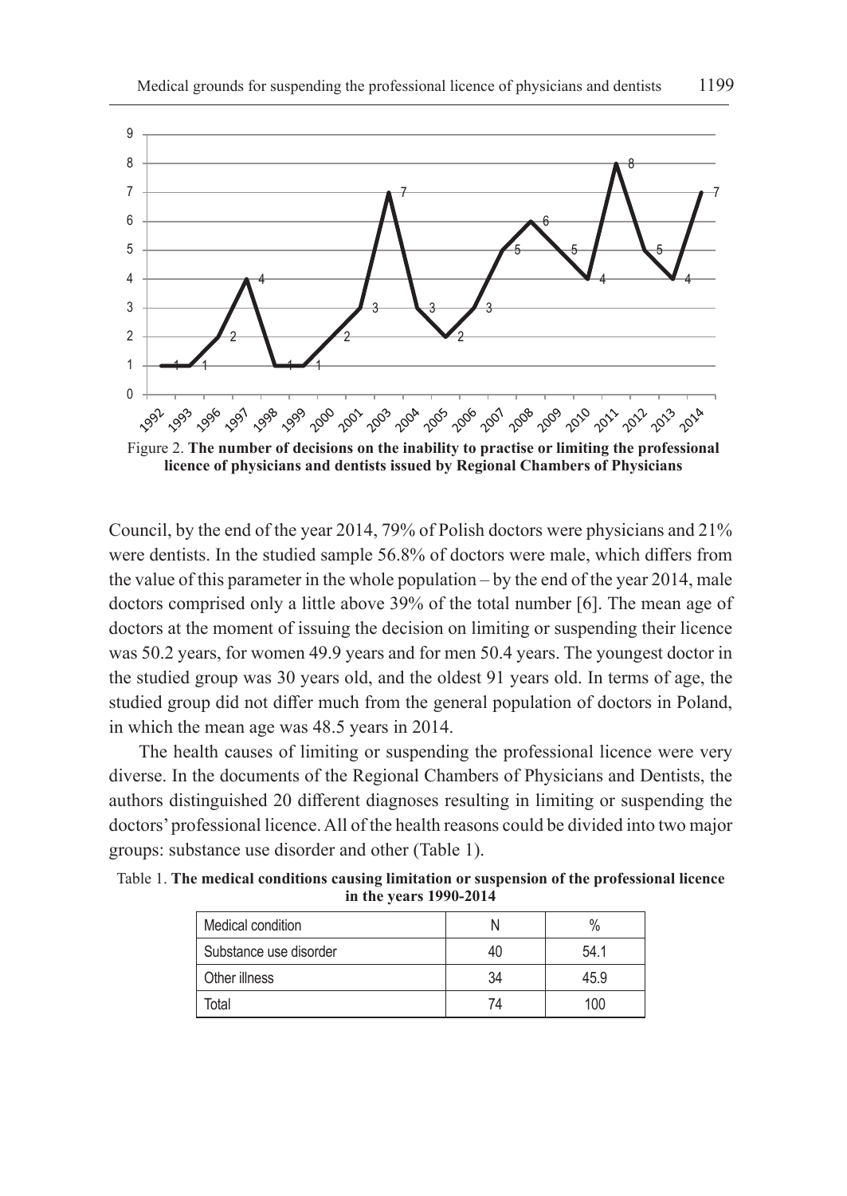Figure 2. **The number of decisions on the inability to practise or limiting the professional licence of physicians and dentists issued by Regional Chambers of Physicians**

Council, by the end of the year 2014, 79% of Polish doctors were physicians and 21% were dentists. In the studied sample 56.8% of doctors were male, which differs from the value of this parameter in the whole population – by the end of the year 2014, male doctors comprised only a little above 39% of the total number [6]. The mean age of doctors at the moment of issuing the decision on limiting or suspending their licence was 50.2 years, for women 49.9 years and for men 50.4 years. The youngest doctor in the studied group was 30 years old, and the oldest 91 years old. In terms of age, the studied group did not differ much from the general population of doctors in Poland, in which the mean age was 48.5 years in 2014.

The health causes of limiting or suspending the professional licence were very diverse. In the documents of the Regional Chambers of Physicians and Dentists, the authors distinguished 20 different diagnoses resulting in limiting or suspending the doctors' professional licence. All of the health reasons could be divided into two major groups: substance use disorder and other (Table 1).

Table 1. **The medical conditions causing limitation or suspension of the professional licence in the years 1990-2014**

| Medical condition | N | % |
|---|---|---|
| Substance use disorder | 40 | 54.1 |
| Other illness | 34 | 45.9 |
| Total | 74 | 100 |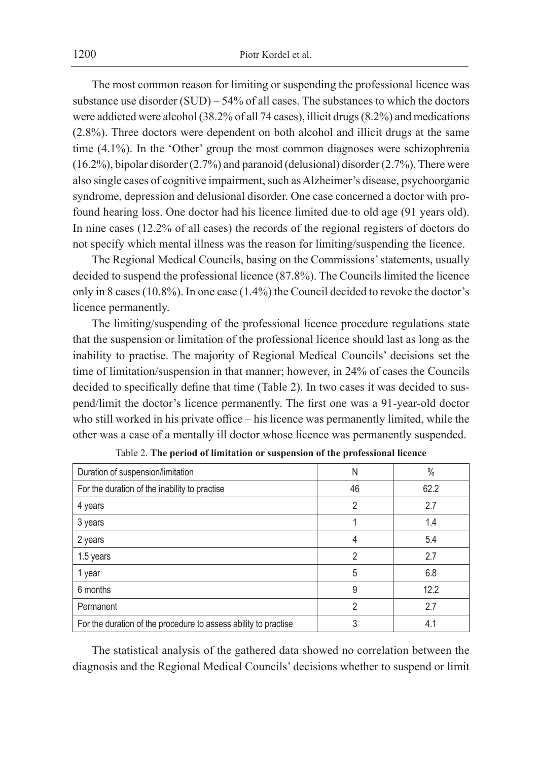The most common reason for limiting or suspending the professional licence was substance use disorder (SUD) – 54% of all cases. The substances to which the doctors were addicted were alcohol (38.2% of all 74 cases), illicit drugs (8.2%) and medications (2.8%). Three doctors were dependent on both alcohol and illicit drugs at the same time (4.1%). In the 'Other' group the most common diagnoses were schizophrenia (16.2%), bipolar disorder (2.7%) and paranoid (delusional) disorder (2.7%). There were also single cases of cognitive impairment, such as Alzheimer's disease, psychoorganic syndrome, depression and delusional disorder. One case concerned a doctor with profound hearing loss. One doctor had his licence limited due to old age (91 years old). In nine cases (12.2% of all cases) the records of the regional registers of doctors do not specify which mental illness was the reason for limiting/suspending the licence.

The Regional Medical Councils, basing on the Commissions' statements, usually decided to suspend the professional licence (87.8%). The Councils limited the licence only in 8 cases (10.8%). In one case (1.4%) the Council decided to revoke the doctor's licence permanently.

The limiting/suspending of the professional licence procedure regulations state that the suspension or limitation of the professional licence should last as long as the inability to practise. The majority of Regional Medical Councils' decisions set the time of limitation/suspension in that manner; however, in 24% of cases the Councils decided to specifically define that time (Table 2). In two cases it was decided to suspend/limit the doctor's licence permanently. The first one was a 91-year-old doctor who still worked in his private office – his licence was permanently limited, while the other was a case of a mentally ill doctor whose licence was permanently suspended.

Table 2. **The period of limitation or suspension of the professional licence**

| Duration of suspension/limitation | N | % |
|---|---|---|
| For the duration of the inability to practise | 46 | 62.2 |
| 4 years | 2 | 2.7 |
| 3 years | 1 | 1.4 |
| 2 years | 4 | 5.4 |
| 1.5 years | 2 | 2.7 |
| 1 year | 5 | 6.8 |
| 6 months | 9 | 12.2 |
| Permanent | 2 | 2.7 |
| For the duration of the procedure to assess ability to practise | 3 | 4.1 |

The statistical analysis of the gathered data showed no correlation between the diagnosis and the Regional Medical Councils' decisions whether to suspend or limit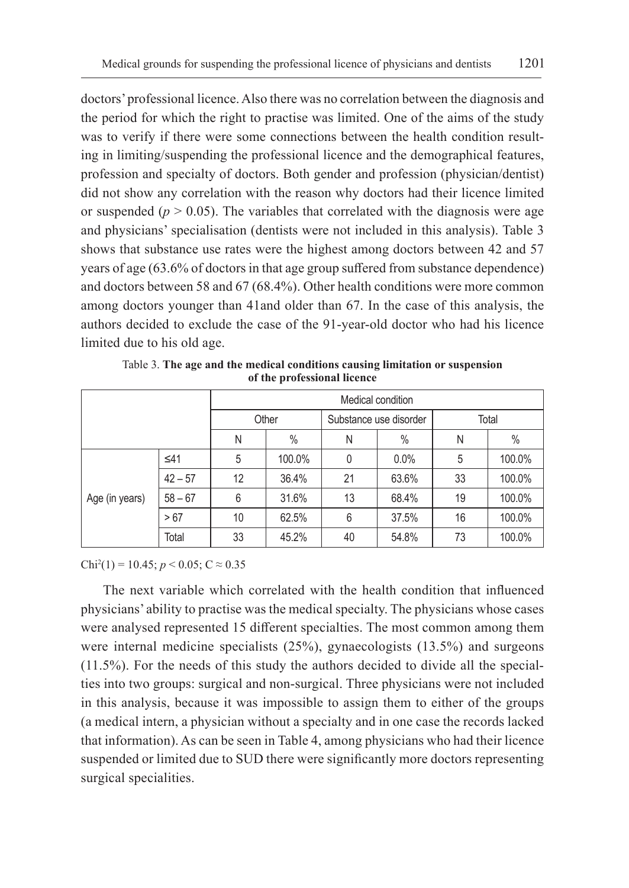doctors' professional licence. Also there was no correlation between the diagnosis and the period for which the right to practise was limited. One of the aims of the study was to verify if there were some connections between the health condition resulting in limiting/suspending the professional licence and the demographical features, profession and specialty of doctors. Both gender and profession (physician/dentist) did not show any correlation with the reason why doctors had their licence limited or suspended ($p > 0.05$). The variables that correlated with the diagnosis were age and physicians' specialisation (dentists were not included in this analysis). Table 3 shows that substance use rates were the highest among doctors between 42 and 57 years of age (63.6% of doctors in that age group suffered from substance dependence) and doctors between 58 and 67 (68.4%). Other health conditions were more common among doctors younger than 41and older than 67. In the case of this analysis, the authors decided to exclude the case of the 91-year-old doctor who had his licence limited due to his old age.

Table 3. **The age and the medical conditions causing limitation or suspension of the professional licence**

| | | Medical condition | | | | | |
|---|---|---|---|---|---|---|---|
| | | Other | | Substance use disorder | | Total | |
| | | N | % | N | % | N | % |
| Age (in years) | ≤41 | 5 | 100.0% | 0 | 0.0% | 5 | 100.0% |
| | 42 – 57 | 12 | 36.4% | 21 | 63.6% | 33 | 100.0% |
| | 58 – 67 | 6 | 31.6% | 13 | 68.4% | 19 | 100.0% |
| | > 67 | 10 | 62.5% | 6 | 37.5% | 16 | 100.0% |
| | Total | 33 | 45.2% | 40 | 54.8% | 73 | 100.0% |

$Chi^2(1) = 10.45$; $p < 0.05$; $C \approx 0.35$

The next variable which correlated with the health condition that influenced physicians' ability to practise was the medical specialty. The physicians whose cases were analysed represented 15 different specialties. The most common among them were internal medicine specialists (25%), gynaecologists (13.5%) and surgeons (11.5%). For the needs of this study the authors decided to divide all the specialties into two groups: surgical and non-surgical. Three physicians were not included in this analysis, because it was impossible to assign them to either of the groups (a medical intern, a physician without a specialty and in one case the records lacked that information). As can be seen in Table 4, among physicians who had their licence suspended or limited due to SUD there were significantly more doctors representing surgical specialities.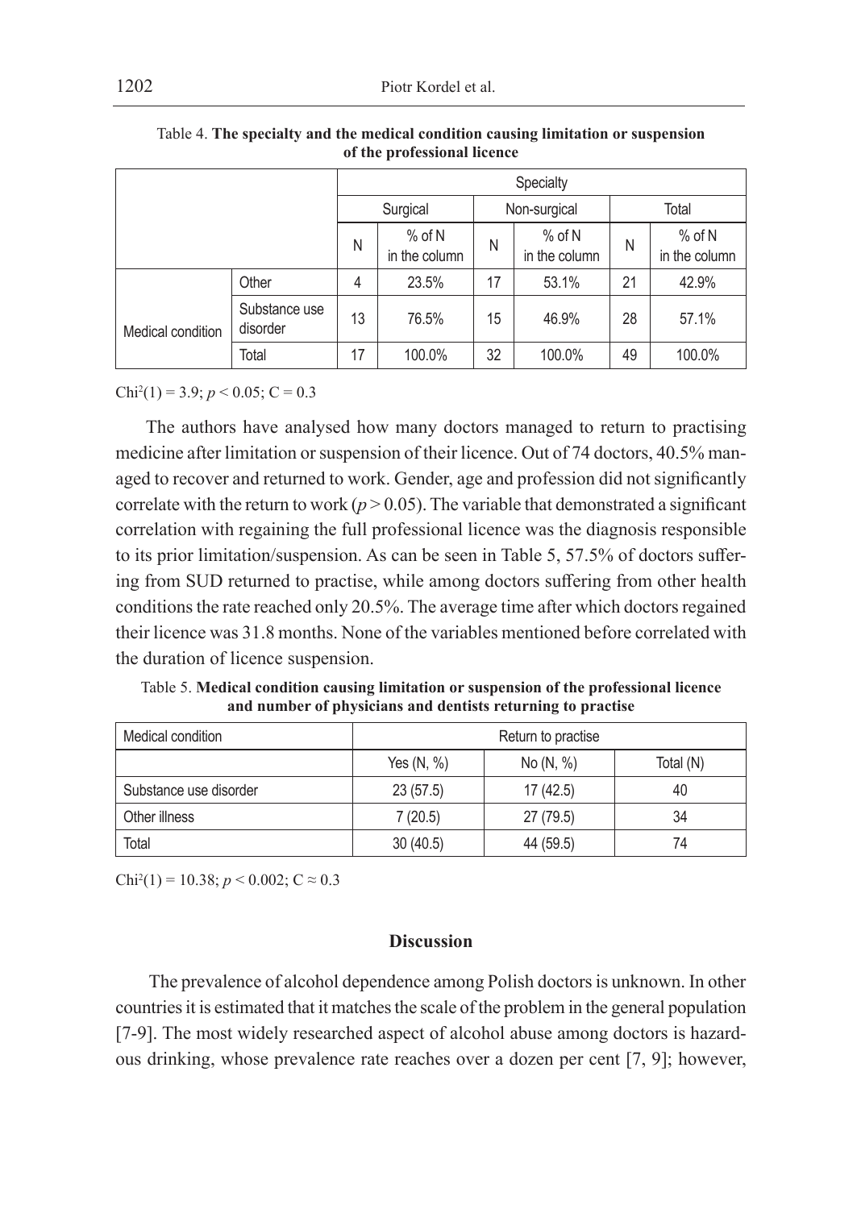Table 4. **The specialty and the medical condition causing limitation or suspension of the professional licence**

| | | Specialty | | | | | |
|---|---|---|---|---|---|---|---|
| | | Surgical | | Non-surgical | | Total | |
| | | N | % of N in the column | N | % of N in the column | N | % of N in the column |
| Medical condition | Other | 4 | 23.5% | 17 | 53.1% | 21 | 42.9% |
| | Substance use disorder | 13 | 76.5% | 15 | 46.9% | 28 | 57.1% |
| | Total | 17 | 100.0% | 32 | 100.0% | 49 | 100.0% |

$Chi^2(1) = 3.9$; $p < 0.05$; $C = 0.3$

The authors have analysed how many doctors managed to return to practising medicine after limitation or suspension of their licence. Out of 74 doctors, 40.5% managed to recover and returned to work. Gender, age and profession did not significantly correlate with the return to work ($p > 0.05$). The variable that demonstrated a significant correlation with regaining the full professional licence was the diagnosis responsible to its prior limitation/suspension. As can be seen in Table 5, 57.5% of doctors suffering from SUD returned to practise, while among doctors suffering from other health conditions the rate reached only 20.5%. The average time after which doctors regained their licence was 31.8 months. None of the variables mentioned before correlated with the duration of licence suspension.

Table 5. **Medical condition causing limitation or suspension of the professional licence and number of physicians and dentists returning to practise**

| Medical condition | Return to practise | | |
|---|---|---|---|
| | Yes (N, %) | No (N, %) | Total (N) |
| Substance use disorder | 23 (57.5) | 17 (42.5) | 40 |
| Other illness | 7 (20.5) | 27 (79.5) | 34 |
| Total | 30 (40.5) | 44 (59.5) | 74 |

$Chi^2(1) = 10.38$; $p < 0.002$; $C \approx 0.3$

## Discussion

The prevalence of alcohol dependence among Polish doctors is unknown. In other countries it is estimated that it matches the scale of the problem in the general population [7-9]. The most widely researched aspect of alcohol abuse among doctors is hazardous drinking, whose prevalence rate reaches over a dozen per cent [7, 9]; however,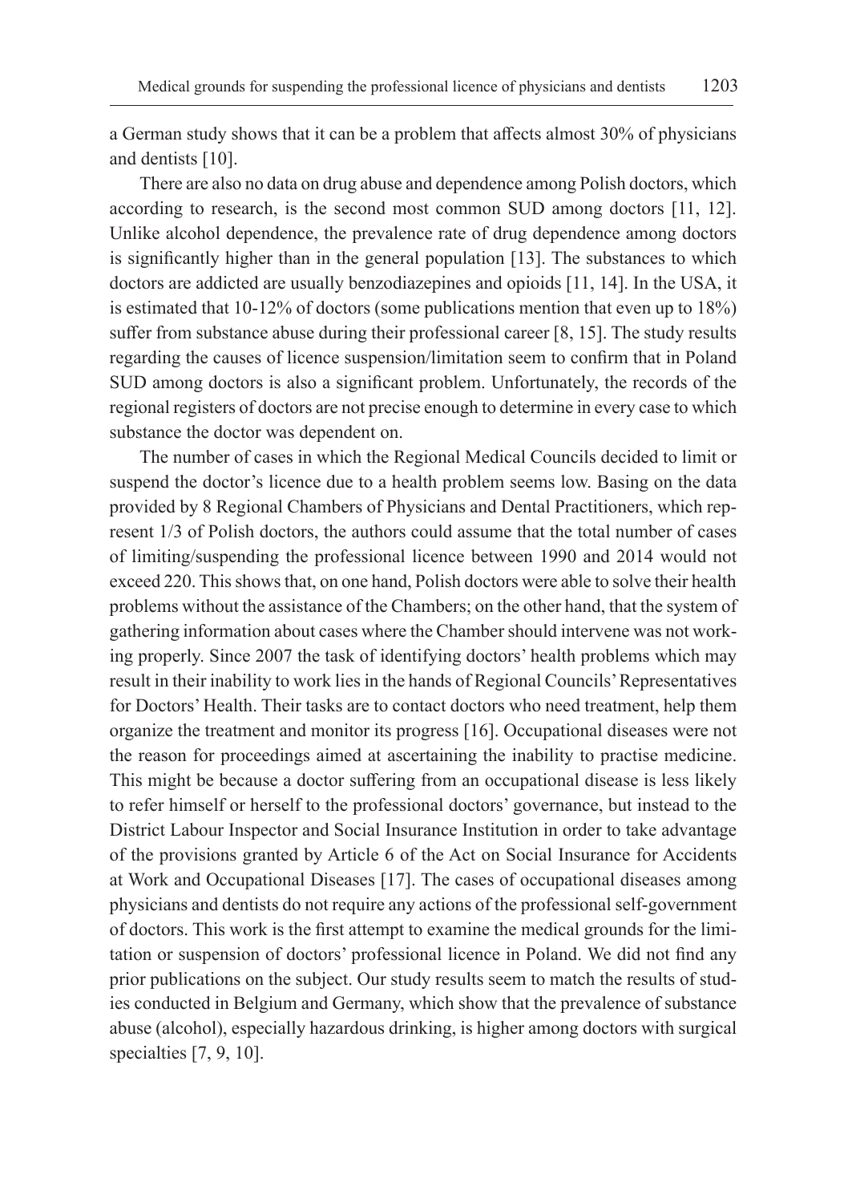a German study shows that it can be a problem that affects almost 30% of physicians and dentists [10].

There are also no data on drug abuse and dependence among Polish doctors, which according to research, is the second most common SUD among doctors [11, 12]. Unlike alcohol dependence, the prevalence rate of drug dependence among doctors is significantly higher than in the general population [13]. The substances to which doctors are addicted are usually benzodiazepines and opioids [11, 14]. In the USA, it is estimated that 10-12% of doctors (some publications mention that even up to 18%) suffer from substance abuse during their professional career [8, 15]. The study results regarding the causes of licence suspension/limitation seem to confirm that in Poland SUD among doctors is also a significant problem. Unfortunately, the records of the regional registers of doctors are not precise enough to determine in every case to which substance the doctor was dependent on.

The number of cases in which the Regional Medical Councils decided to limit or suspend the doctor's licence due to a health problem seems low. Basing on the data provided by 8 Regional Chambers of Physicians and Dental Practitioners, which represent 1/3 of Polish doctors, the authors could assume that the total number of cases of limiting/suspending the professional licence between 1990 and 2014 would not exceed 220. This shows that, on one hand, Polish doctors were able to solve their health problems without the assistance of the Chambers; on the other hand, that the system of gathering information about cases where the Chamber should intervene was not working properly. Since 2007 the task of identifying doctors' health problems which may result in their inability to work lies in the hands of Regional Councils' Representatives for Doctors' Health. Their tasks are to contact doctors who need treatment, help them organize the treatment and monitor its progress [16]. Occupational diseases were not the reason for proceedings aimed at ascertaining the inability to practise medicine. This might be because a doctor suffering from an occupational disease is less likely to refer himself or herself to the professional doctors' governance, but instead to the District Labour Inspector and Social Insurance Institution in order to take advantage of the provisions granted by Article 6 of the Act on Social Insurance for Accidents at Work and Occupational Diseases [17]. The cases of occupational diseases among physicians and dentists do not require any actions of the professional self-government of doctors. This work is the first attempt to examine the medical grounds for the limitation or suspension of doctors' professional licence in Poland. We did not find any prior publications on the subject. Our study results seem to match the results of studies conducted in Belgium and Germany, which show that the prevalence of substance abuse (alcohol), especially hazardous drinking, is higher among doctors with surgical specialties [7, 9, 10].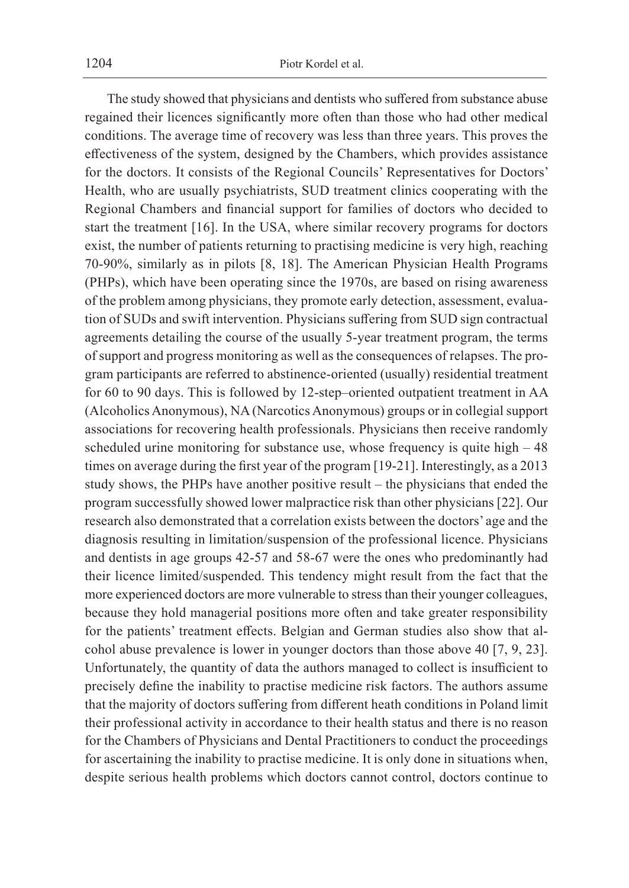The study showed that physicians and dentists who suffered from substance abuse regained their licences significantly more often than those who had other medical conditions. The average time of recovery was less than three years. This proves the effectiveness of the system, designed by the Chambers, which provides assistance for the doctors. It consists of the Regional Councils' Representatives for Doctors' Health, who are usually psychiatrists, SUD treatment clinics cooperating with the Regional Chambers and financial support for families of doctors who decided to start the treatment [16]. In the USA, where similar recovery programs for doctors exist, the number of patients returning to practising medicine is very high, reaching 70-90%, similarly as in pilots [8, 18]. The American Physician Health Programs (PHPs), which have been operating since the 1970s, are based on rising awareness of the problem among physicians, they promote early detection, assessment, evaluation of SUDs and swift intervention. Physicians suffering from SUD sign contractual agreements detailing the course of the usually 5-year treatment program, the terms of support and progress monitoring as well as the consequences of relapses. The program participants are referred to abstinence-oriented (usually) residential treatment for 60 to 90 days. This is followed by 12-step–oriented outpatient treatment in AA (Alcoholics Anonymous), NA (Narcotics Anonymous) groups or in collegial support associations for recovering health professionals. Physicians then receive randomly scheduled urine monitoring for substance use, whose frequency is quite high – 48 times on average during the first year of the program [19-21]. Interestingly, as a 2013 study shows, the PHPs have another positive result – the physicians that ended the program successfully showed lower malpractice risk than other physicians [22]. Our research also demonstrated that a correlation exists between the doctors' age and the diagnosis resulting in limitation/suspension of the professional licence. Physicians and dentists in age groups 42-57 and 58-67 were the ones who predominantly had their licence limited/suspended. This tendency might result from the fact that the more experienced doctors are more vulnerable to stress than their younger colleagues, because they hold managerial positions more often and take greater responsibility for the patients' treatment effects. Belgian and German studies also show that alcohol abuse prevalence is lower in younger doctors than those above 40 [7, 9, 23]. Unfortunately, the quantity of data the authors managed to collect is insufficient to precisely define the inability to practise medicine risk factors. The authors assume that the majority of doctors suffering from different heath conditions in Poland limit their professional activity in accordance to their health status and there is no reason for the Chambers of Physicians and Dental Practitioners to conduct the proceedings for ascertaining the inability to practise medicine. It is only done in situations when, despite serious health problems which doctors cannot control, doctors continue to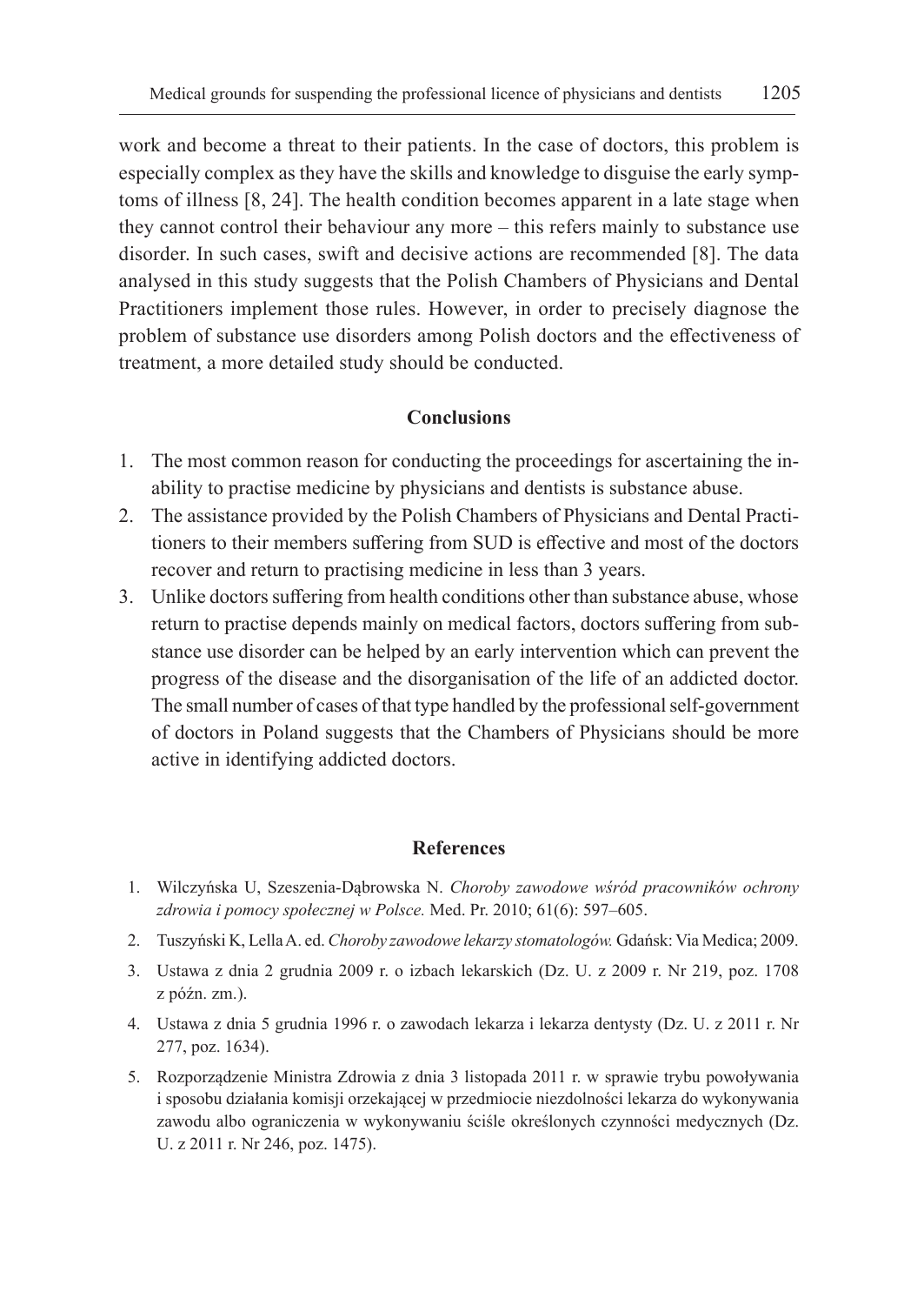work and become a threat to their patients. In the case of doctors, this problem is especially complex as they have the skills and knowledge to disguise the early symptoms of illness [8, 24]. The health condition becomes apparent in a late stage when they cannot control their behaviour any more – this refers mainly to substance use disorder. In such cases, swift and decisive actions are recommended [8]. The data analysed in this study suggests that the Polish Chambers of Physicians and Dental Practitioners implement those rules. However, in order to precisely diagnose the problem of substance use disorders among Polish doctors and the effectiveness of treatment, a more detailed study should be conducted.

## Conclusions

1. The most common reason for conducting the proceedings for ascertaining the inability to practise medicine by physicians and dentists is substance abuse.
2. The assistance provided by the Polish Chambers of Physicians and Dental Practitioners to their members suffering from SUD is effective and most of the doctors recover and return to practising medicine in less than 3 years.
3. Unlike doctors suffering from health conditions other than substance abuse, whose return to practise depends mainly on medical factors, doctors suffering from substance use disorder can be helped by an early intervention which can prevent the progress of the disease and the disorganisation of the life of an addicted doctor. The small number of cases of that type handled by the professional self-government of doctors in Poland suggests that the Chambers of Physicians should be more active in identifying addicted doctors.

## References

1. Wilczyńska U, Szeszenia-Dąbrowska N. *Choroby zawodowe wśród pracowników ochrony zdrowia i pomocy społecznej w Polsce.* Med. Pr. 2010; 61(6): 597–605.
2. Tuszyński K, Lella A. ed. *Choroby zawodowe lekarzy stomatologów.* Gdańsk: Via Medica; 2009.
3. Ustawa z dnia 2 grudnia 2009 r. o izbach lekarskich (Dz. U. z 2009 r. Nr 219, poz. 1708 z późn. zm.).
4. Ustawa z dnia 5 grudnia 1996 r. o zawodach lekarza i lekarza dentysty (Dz. U. z 2011 r. Nr 277, poz. 1634).
5. Rozporządzenie Ministra Zdrowia z dnia 3 listopada 2011 r. w sprawie trybu powoływania i sposobu działania komisji orzekającej w przedmiocie niezdolności lekarza do wykonywania zawodu albo ograniczenia w wykonywaniu ściśle określonych czynności medycznych (Dz. U. z 2011 r. Nr 246, poz. 1475).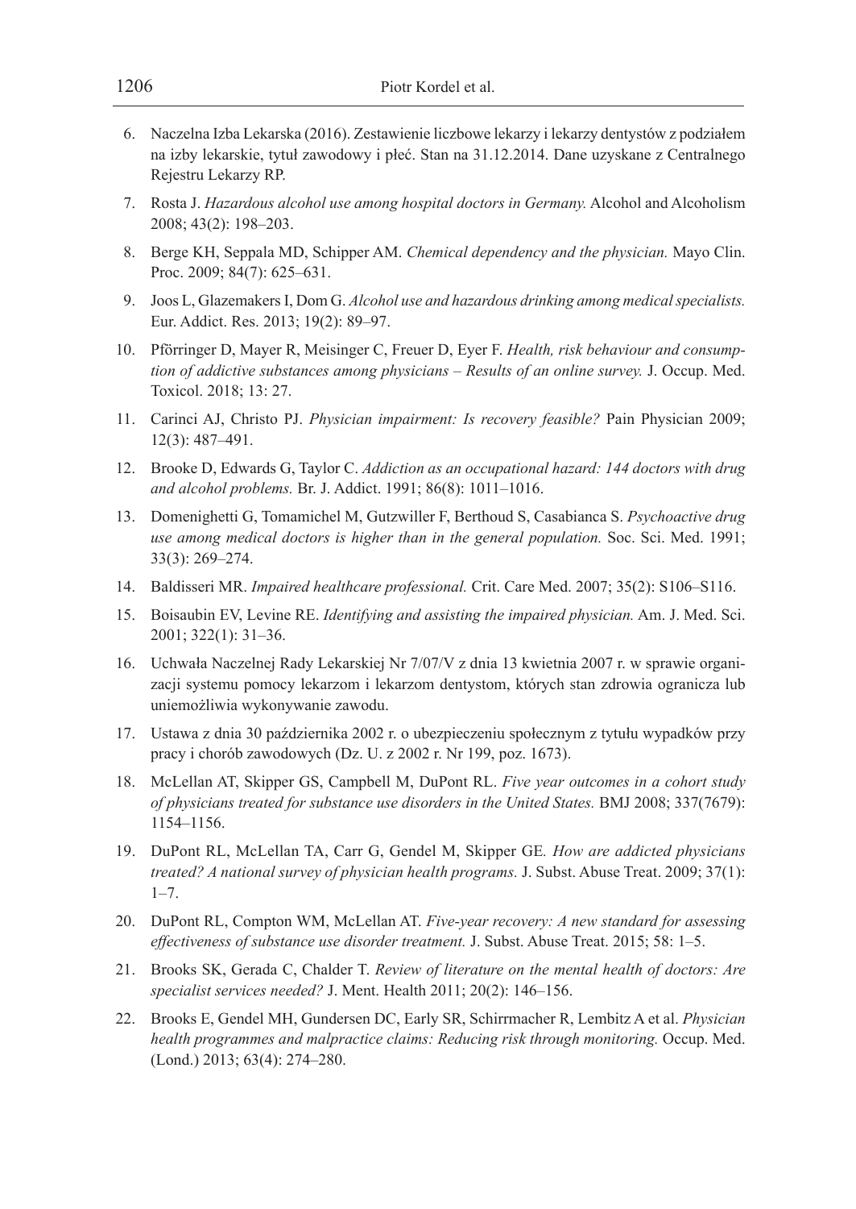6. Naczelna Izba Lekarska (2016). Zestawienie liczbowe lekarzy i lekarzy dentystów z podziałem na izby lekarskie, tytuł zawodowy i płeć. Stan na 31.12.2014. Dane uzyskane z Centralnego Rejestru Lekarzy RP.
7. Rosta J. *Hazardous alcohol use among hospital doctors in Germany.* Alcohol and Alcoholism 2008; 43(2): 198–203.
8. Berge KH, Seppala MD, Schipper AM. *Chemical dependency and the physician.* Mayo Clin. Proc. 2009; 84(7): 625–631.
9. Joos L, Glazemakers I, Dom G. *Alcohol use and hazardous drinking among medical specialists.* Eur. Addict. Res. 2013; 19(2): 89–97.
10. Pförringer D, Mayer R, Meisinger C, Freuer D, Eyer F. *Health, risk behaviour and consumption of addictive substances among physicians – Results of an online survey.* J. Occup. Med. Toxicol. 2018; 13: 27.
11. Carinci AJ, Christo PJ. *Physician impairment: Is recovery feasible?* Pain Physician 2009; 12(3): 487–491.
12. Brooke D, Edwards G, Taylor C. *Addiction as an occupational hazard: 144 doctors with drug and alcohol problems.* Br. J. Addict. 1991; 86(8): 1011–1016.
13. Domenighetti G, Tomamichel M, Gutzwiller F, Berthoud S, Casabianca S. *Psychoactive drug use among medical doctors is higher than in the general population.* Soc. Sci. Med. 1991; 33(3): 269–274.
14. Baldisseri MR. *Impaired healthcare professional.* Crit. Care Med. 2007; 35(2): S106–S116.
15. Boisaubin EV, Levine RE. *Identifying and assisting the impaired physician.* Am. J. Med. Sci. 2001; 322(1): 31–36.
16. Uchwała Naczelnej Rady Lekarskiej Nr 7/07/V z dnia 13 kwietnia 2007 r. w sprawie organizacji systemu pomocy lekarzom i lekarzom dentystom, których stan zdrowia ogranicza lub uniemożliwia wykonywanie zawodu.
17. Ustawa z dnia 30 października 2002 r. o ubezpieczeniu społecznym z tytułu wypadków przy pracy i chorób zawodowych (Dz. U. z 2002 r. Nr 199, poz. 1673).
18. McLellan AT, Skipper GS, Campbell M, DuPont RL. *Five year outcomes in a cohort study of physicians treated for substance use disorders in the United States.* BMJ 2008; 337(7679): 1154–1156.
19. DuPont RL, McLellan TA, Carr G, Gendel M, Skipper GE. *How are addicted physicians treated? A national survey of physician health programs.* J. Subst. Abuse Treat. 2009; 37(1): 1–7.
20. DuPont RL, Compton WM, McLellan AT. *Five-year recovery: A new standard for assessing effectiveness of substance use disorder treatment.* J. Subst. Abuse Treat. 2015; 58: 1–5.
21. Brooks SK, Gerada C, Chalder T. *Review of literature on the mental health of doctors: Are specialist services needed?* J. Ment. Health 2011; 20(2): 146–156.
22. Brooks E, Gendel MH, Gundersen DC, Early SR, Schirrmacher R, Lembitz A et al. *Physician health programmes and malpractice claims: Reducing risk through monitoring.* Occup. Med. (Lond.) 2013; 63(4): 274–280.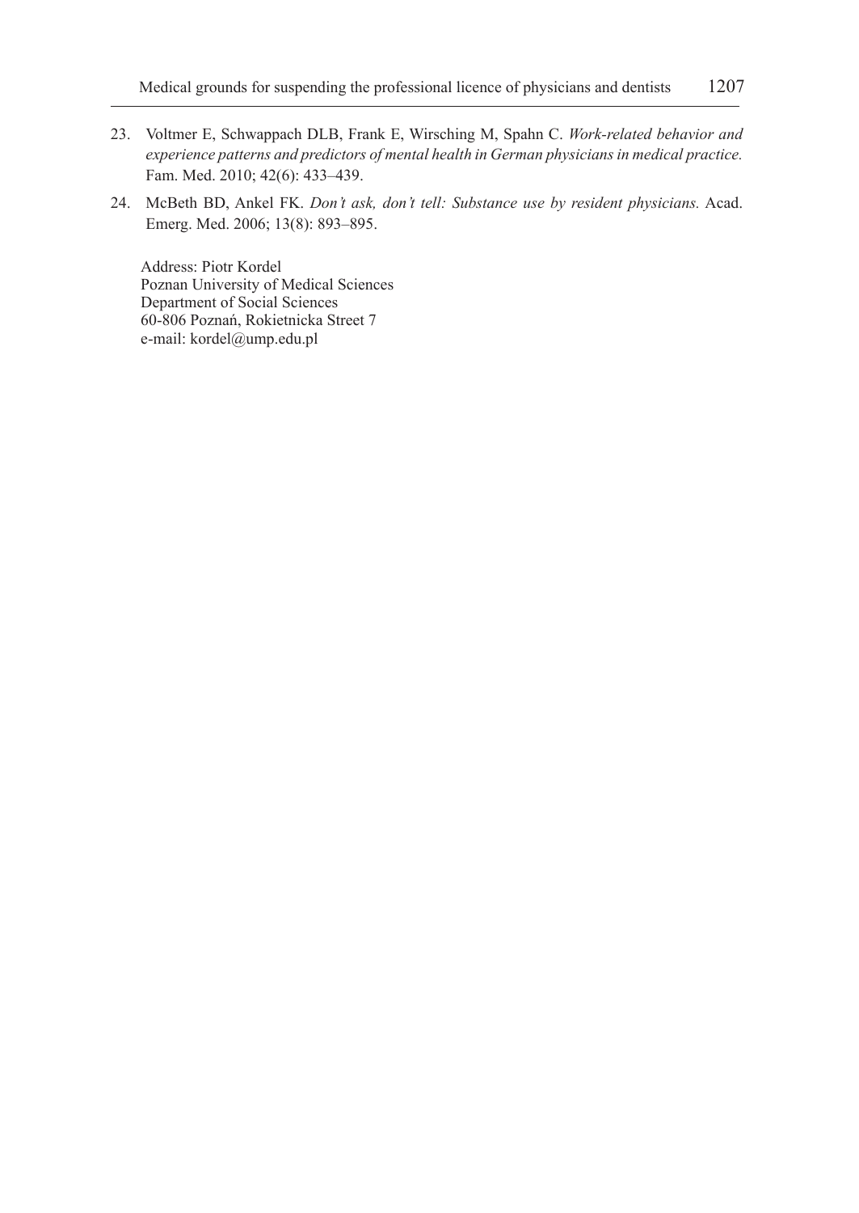23. Voltmer E, Schwappach DLB, Frank E, Wirsching M, Spahn C. *Work-related behavior and experience patterns and predictors of mental health in German physicians in medical practice.* Fam. Med. 2010; 42(6): 433–439.
24. McBeth BD, Ankel FK. *Don't ask, don't tell: Substance use by resident physicians.* Acad. Emerg. Med. 2006; 13(8): 893–895.

Address: Piotr Kordel
Poznan University of Medical Sciences
Department of Social Sciences
60-806 Poznań, Rokietnicka Street 7
e-mail: kordel@ump.edu.pl